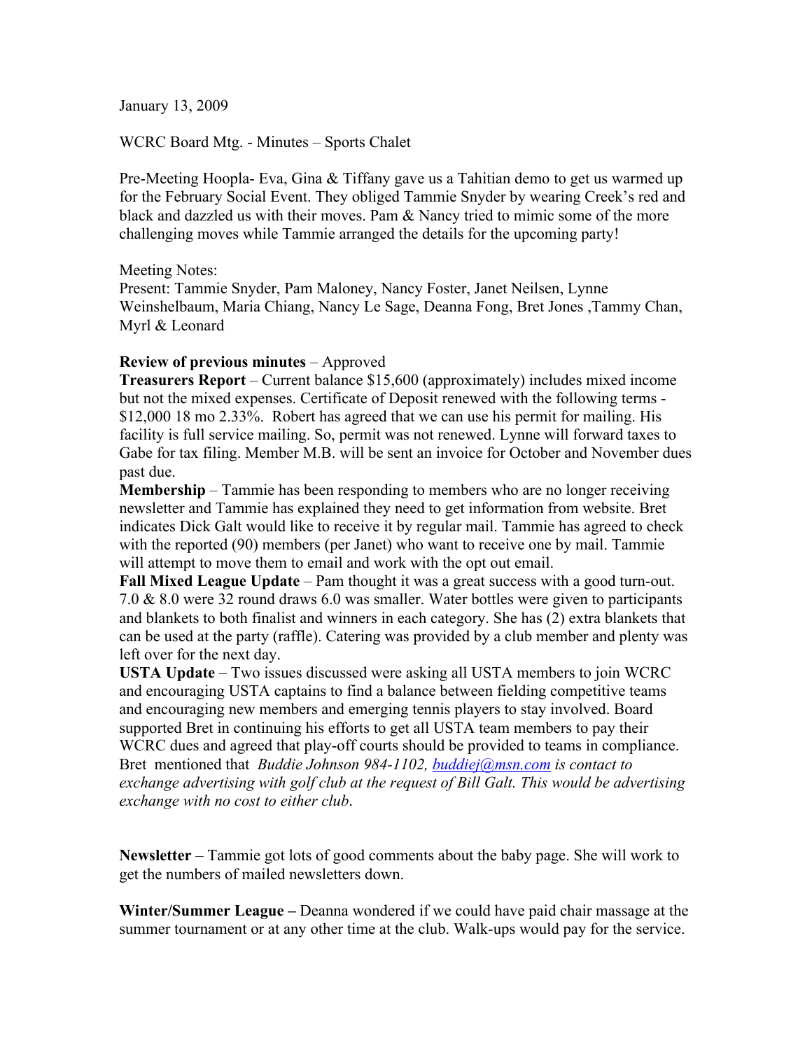January 13, 2009

WCRC Board Mtg. - Minutes – Sports Chalet

Pre-Meeting Hoopla- Eva, Gina & Tiffany gave us a Tahitian demo to get us warmed up for the February Social Event. They obliged Tammie Snyder by wearing Creek's red and black and dazzled us with their moves. Pam & Nancy tried to mimic some of the more challenging moves while Tammie arranged the details for the upcoming party!

Meeting Notes:
Present: Tammie Snyder, Pam Maloney, Nancy Foster, Janet Neilsen, Lynne Weinshelbaum, Maria Chiang, Nancy Le Sage, Deanna Fong, Bret Jones ,Tammy Chan, Myrl & Leonard

**Review of previous minutes** – Approved
**Treasurers Report** – Current balance $15,600 (approximately) includes mixed income but not the mixed expenses. Certificate of Deposit renewed with the following terms - $12,000 18 mo 2.33%. Robert has agreed that we can use his permit for mailing. His facility is full service mailing. So, permit was not renewed. Lynne will forward taxes to Gabe for tax filing. Member M.B. will be sent an invoice for October and November dues past due.
**Membership** – Tammie has been responding to members who are no longer receiving newsletter and Tammie has explained they need to get information from website. Bret indicates Dick Galt would like to receive it by regular mail. Tammie has agreed to check with the reported (90) members (per Janet) who want to receive one by mail. Tammie will attempt to move them to email and work with the opt out email.
**Fall Mixed League Update** – Pam thought it was a great success with a good turn-out. 7.0 & 8.0 were 32 round draws 6.0 was smaller. Water bottles were given to participants and blankets to both finalist and winners in each category. She has (2) extra blankets that can be used at the party (raffle). Catering was provided by a club member and plenty was left over for the next day.
**USTA Update** – Two issues discussed were asking all USTA members to join WCRC and encouraging USTA captains to find a balance between fielding competitive teams and encouraging new members and emerging tennis players to stay involved. Board supported Bret in continuing his efforts to get all USTA team members to pay their WCRC dues and agreed that play-off courts should be provided to teams in compliance. Bret mentioned that *Buddie Johnson 984-1102, buddiej@msn.com is contact to exchange advertising with golf club at the request of Bill Galt. This would be advertising exchange with no cost to either club.*

**Newsletter** – Tammie got lots of good comments about the baby page. She will work to get the numbers of mailed newsletters down.

**Winter/Summer League –** Deanna wondered if we could have paid chair massage at the summer tournament or at any other time at the club. Walk-ups would pay for the service.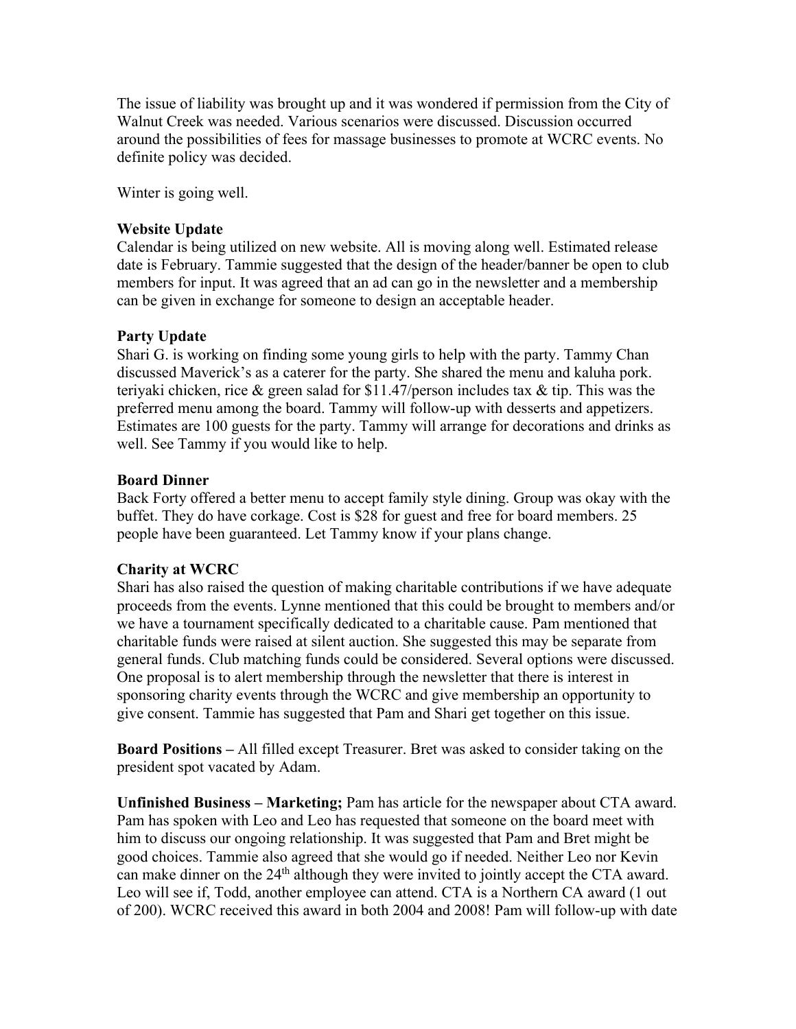The issue of liability was brought up and it was wondered if permission from the City of Walnut Creek was needed. Various scenarios were discussed. Discussion occurred around the possibilities of fees for massage businesses to promote at WCRC events. No definite policy was decided.

Winter is going well.

**Website Update**
Calendar is being utilized on new website. All is moving along well. Estimated release date is February. Tammie suggested that the design of the header/banner be open to club members for input. It was agreed that an ad can go in the newsletter and a membership can be given in exchange for someone to design an acceptable header.

**Party Update**
Shari G. is working on finding some young girls to help with the party. Tammy Chan discussed Maverick's as a caterer for the party. She shared the menu and kaluha pork. teriyaki chicken, rice & green salad for $11.47/person includes tax & tip. This was the preferred menu among the board. Tammy will follow-up with desserts and appetizers. Estimates are 100 guests for the party. Tammy will arrange for decorations and drinks as well. See Tammy if you would like to help.

**Board Dinner**
Back Forty offered a better menu to accept family style dining. Group was okay with the buffet. They do have corkage. Cost is $28 for guest and free for board members. 25 people have been guaranteed. Let Tammy know if your plans change.

**Charity at WCRC**
Shari has also raised the question of making charitable contributions if we have adequate proceeds from the events. Lynne mentioned that this could be brought to members and/or we have a tournament specifically dedicated to a charitable cause. Pam mentioned that charitable funds were raised at silent auction. She suggested this may be separate from general funds. Club matching funds could be considered. Several options were discussed. One proposal is to alert membership through the newsletter that there is interest in sponsoring charity events through the WCRC and give membership an opportunity to give consent. Tammie has suggested that Pam and Shari get together on this issue.

**Board Positions –** All filled except Treasurer. Bret was asked to consider taking on the president spot vacated by Adam.

**Unfinished Business – Marketing;** Pam has article for the newspaper about CTA award. Pam has spoken with Leo and Leo has requested that someone on the board meet with him to discuss our ongoing relationship. It was suggested that Pam and Bret might be good choices. Tammie also agreed that she would go if needed. Neither Leo nor Kevin can make dinner on the 24th although they were invited to jointly accept the CTA award. Leo will see if, Todd, another employee can attend. CTA is a Northern CA award (1 out of 200). WCRC received this award in both 2004 and 2008! Pam will follow-up with date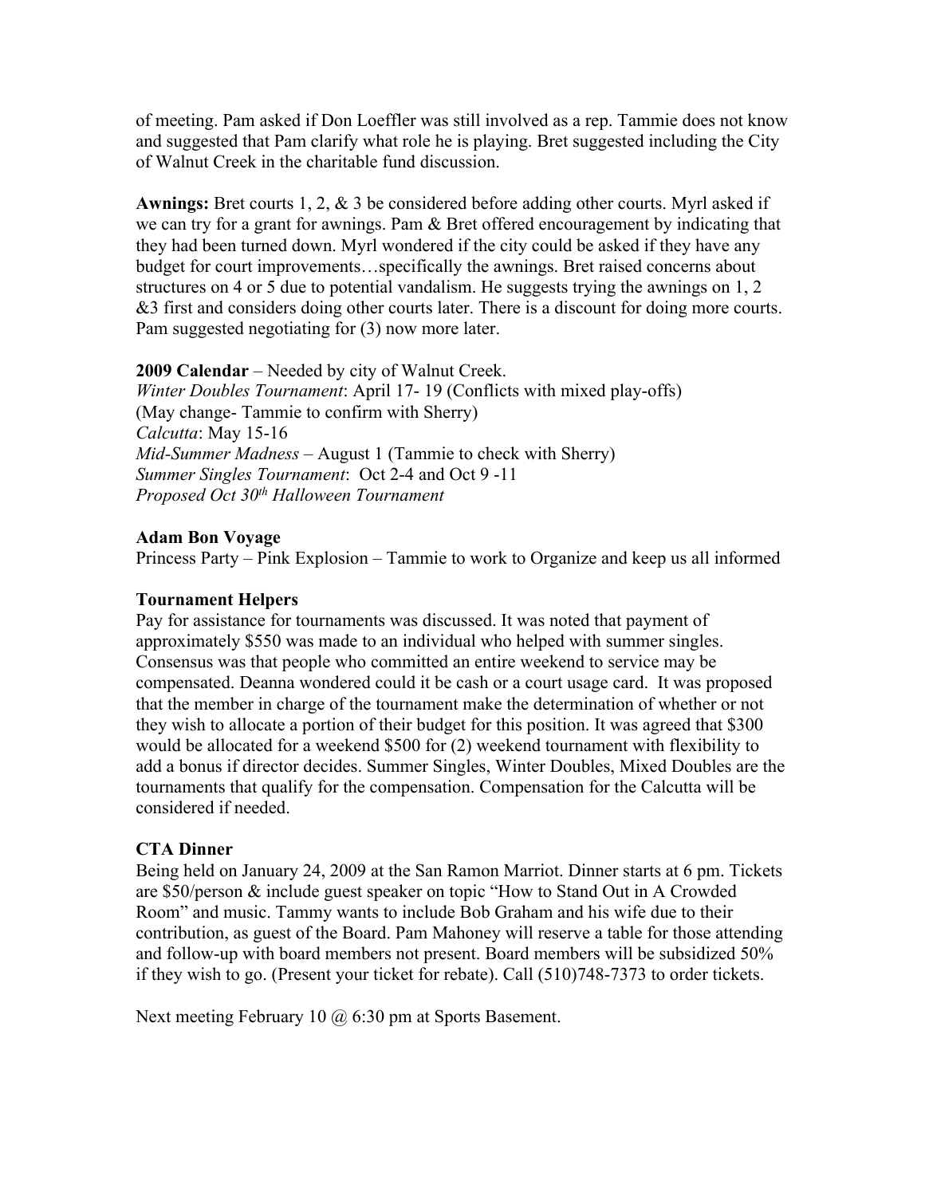of meeting. Pam asked if Don Loeffler was still involved as a rep. Tammie does not know and suggested that Pam clarify what role he is playing. Bret suggested including the City of Walnut Creek in the charitable fund discussion.

**Awnings:** Bret courts 1, 2, & 3 be considered before adding other courts. Myrl asked if we can try for a grant for awnings. Pam & Bret offered encouragement by indicating that they had been turned down. Myrl wondered if the city could be asked if they have any budget for court improvements…specifically the awnings. Bret raised concerns about structures on 4 or 5 due to potential vandalism. He suggests trying the awnings on 1, 2 &3 first and considers doing other courts later. There is a discount for doing more courts. Pam suggested negotiating for (3) now more later.

**2009 Calendar** – Needed by city of Walnut Creek.
*Winter Doubles Tournament*: April 17- 19 (Conflicts with mixed play-offs)
(May change- Tammie to confirm with Sherry)
*Calcutta*: May 15-16
*Mid-Summer Madness* – August 1 (Tammie to check with Sherry)
*Summer Singles Tournament*: Oct 2-4 and Oct 9 -11
*Proposed Oct 30th Halloween Tournament*

**Adam Bon Voyage**
Princess Party – Pink Explosion – Tammie to work to Organize and keep us all informed

**Tournament Helpers**
Pay for assistance for tournaments was discussed. It was noted that payment of approximately $550 was made to an individual who helped with summer singles. Consensus was that people who committed an entire weekend to service may be compensated. Deanna wondered could it be cash or a court usage card. It was proposed that the member in charge of the tournament make the determination of whether or not they wish to allocate a portion of their budget for this position. It was agreed that $300 would be allocated for a weekend $500 for (2) weekend tournament with flexibility to add a bonus if director decides. Summer Singles, Winter Doubles, Mixed Doubles are the tournaments that qualify for the compensation. Compensation for the Calcutta will be considered if needed.

**CTA Dinner**
Being held on January 24, 2009 at the San Ramon Marriot. Dinner starts at 6 pm. Tickets are $50/person & include guest speaker on topic "How to Stand Out in A Crowded Room" and music. Tammy wants to include Bob Graham and his wife due to their contribution, as guest of the Board. Pam Mahoney will reserve a table for those attending and follow-up with board members not present. Board members will be subsidized 50% if they wish to go. (Present your ticket for rebate). Call (510)748-7373 to order tickets.

Next meeting February 10 @ 6:30 pm at Sports Basement.